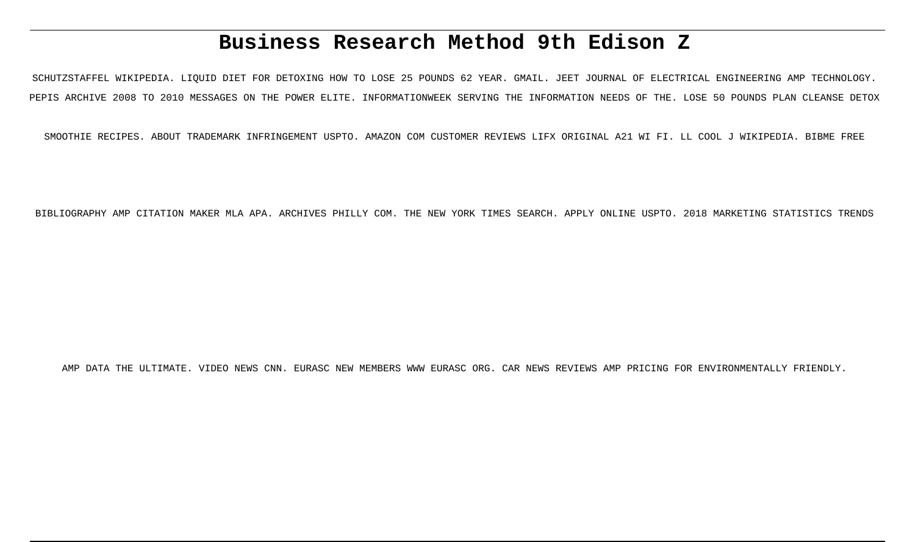# Business Research Method 9th Edison Z

SCHUTZSTAFFEL WIKIPEDIA. LIQUID DIET FOR DETOXING HOW TO LOSE 25 POUNDS 62 YEAR. GMAIL. JEET JOURNAL OF ELECTRICAL ENGINEERING AMP TECHNOLOGY. PEPIS ARCHIVE 2008 TO 2010 MESSAGES ON THE POWER ELITE. INFORMATIONWEEK SERVING THE INFORMATION NEEDS OF THE. LOSE 50 POUNDS PLAN CLEANSE DETOX SMOOTHIE RECIPES. ABOUT TRADEMARK INFRINGEMENT USPTO. AMAZON COM CUSTOMER REVIEWS LIFX ORIGINAL A21 WI FI. LL COOL J WIKIPEDIA. BIBME FREE BIBLIOGRAPHY AMP CITATION MAKER MLA APA. ARCHIVES PHILLY COM. THE NEW YORK TIMES SEARCH. APPLY ONLINE USPTO. 2018 MARKETING STATISTICS TRENDS AMP DATA THE ULTIMATE. VIDEO NEWS CNN. EURASC NEW MEMBERS WWW EURASC ORG. CAR NEWS REVIEWS AMP PRICING FOR ENVIRONMENTALLY FRIENDLY.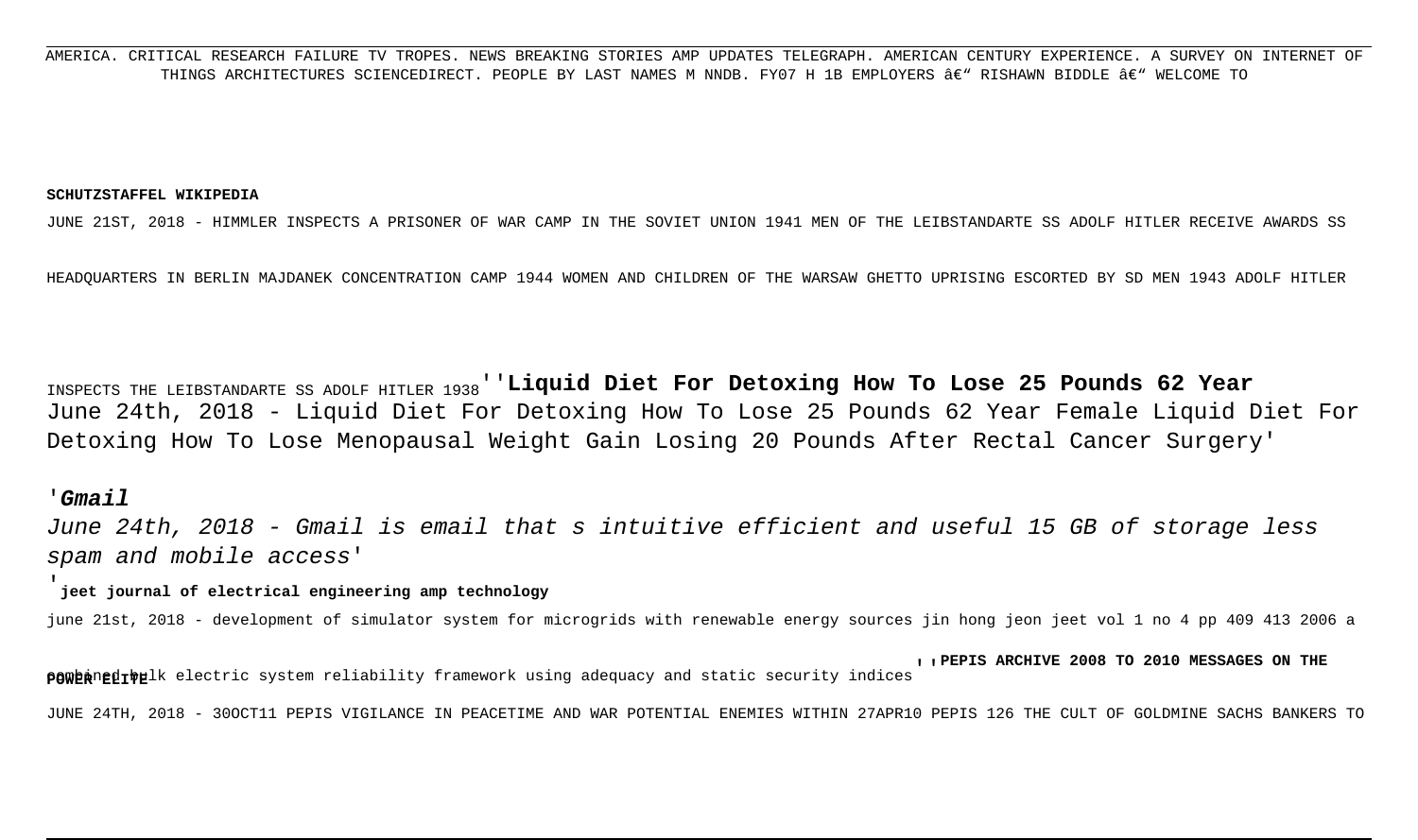AMERICA. CRITICAL RESEARCH FAILURE TV TROPES. NEWS BREAKING STORIES AMP UPDATES TELEGRAPH. AMERICAN CENTURY EXPERIENCE. A SURVEY ON INTERNET OF THINGS ARCHITECTURES SCIENCEDIRECT. PEOPLE BY LAST NAMES M NNDB. FY07 H 1B EMPLOYERS â€" RISHAWN BIDDLE â€" WELCOME TO

**SCHUTZSTAFFEL WIKIPEDIA**

JUNE 21ST, 2018 - HIMMLER INSPECTS A PRISONER OF WAR CAMP IN THE SOVIET UNION 1941 MEN OF THE LEIBSTANDARTE SS ADOLF HITLER RECEIVE AWARDS SS HEADQUARTERS IN BERLIN MAJDANEK CONCENTRATION CAMP 1944 WOMEN AND CHILDREN OF THE WARSAW GHETTO UPRISING ESCORTED BY SD MEN 1943 ADOLF HITLER INSPECTS THE LEIBSTANDARTE SS ADOLF HITLER 1938''

'**Liquid Diet For Detoxing How To Lose 25 Pounds 62 Year**

June 24th, 2018 - Liquid Diet For Detoxing How To Lose 25 Pounds 62 Year Female Liquid Diet For Detoxing How To Lose Menopausal Weight Gain Losing 20 Pounds After Rectal Cancer Surgery'

'***Gmail***

*June 24th, 2018 - Gmail is email that s intuitive efficient and useful 15 GB of storage less spam and mobile access*'

'**jeet journal of electrical engineering amp technology**

june 21st, 2018 - development of simulator system for microgrids with renewable energy sources jin hong jeon jeet vol 1 no 4 pp 409 413 2006 a combined bulk electric system reliability framework using adequacy and static security indices''

**PEPIS ARCHIVE 2008 TO 2010 MESSAGES ON THE POWER ELITE**

JUNE 24TH, 2018 - 30OCT11 PEPIS VIGILANCE IN PEACETIME AND WAR POTENTIAL ENEMIES WITHIN 27APR10 PEPIS 126 THE CULT OF GOLDMINE SACHS BANKERS TO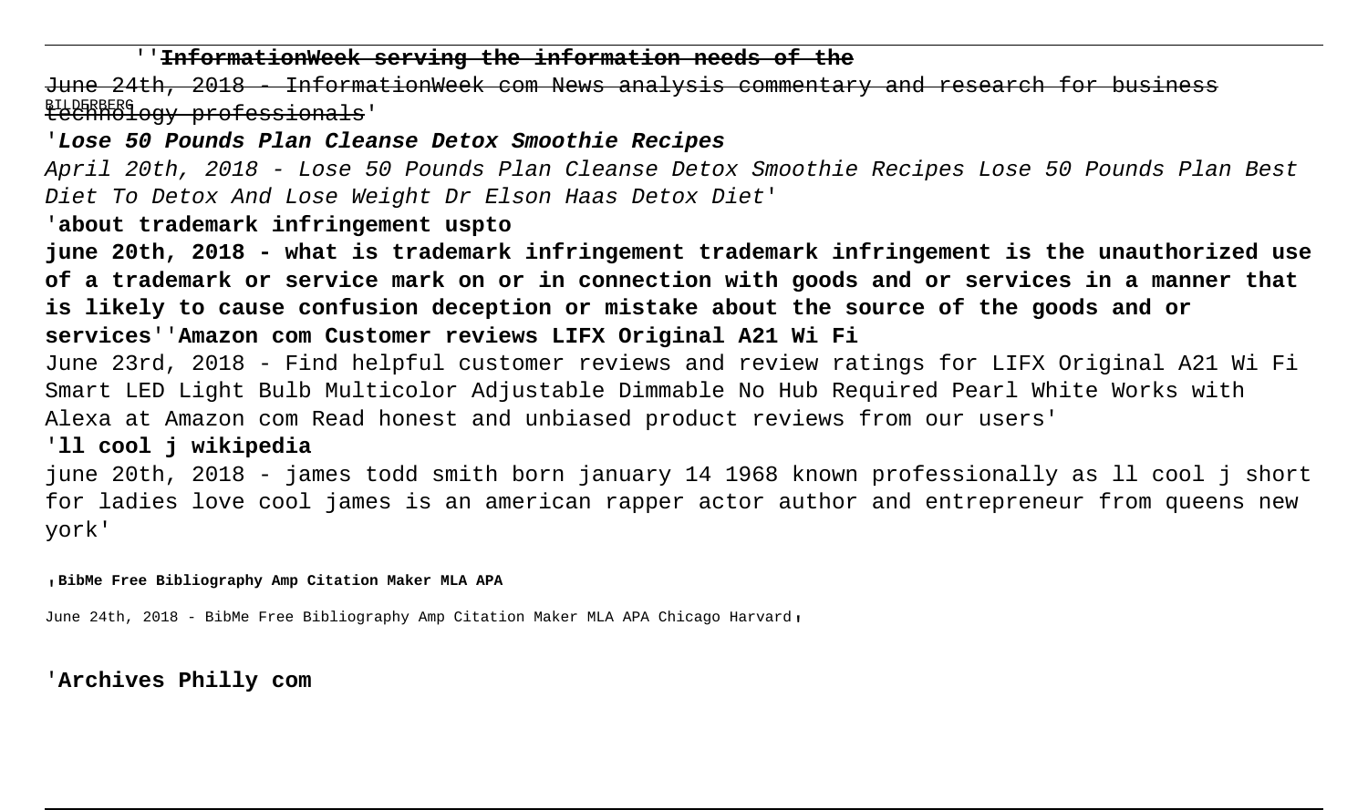''**InformationWeek serving the information needs of the**

June 24th, 2018 - InformationWeek com News analysis commentary and research for business technology professionals'

BILDERBERG

'***Lose 50 Pounds Plan Cleanse Detox Smoothie Recipes***

*April 20th, 2018 - Lose 50 Pounds Plan Cleanse Detox Smoothie Recipes Lose 50 Pounds Plan Best Diet To Detox And Lose Weight Dr Elson Haas Detox Diet*'

'**about trademark infringement uspto**

**june 20th, 2018 - what is trademark infringement trademark infringement is the unauthorized use of a trademark or service mark on or in connection with goods and or services in a manner that is likely to cause confusion deception or mistake about the source of the goods and or services**''**Amazon com Customer reviews LIFX Original A21 Wi Fi**

June 23rd, 2018 - Find helpful customer reviews and review ratings for LIFX Original A21 Wi Fi Smart LED Light Bulb Multicolor Adjustable Dimmable No Hub Required Pearl White Works with Alexa at Amazon com Read honest and unbiased product reviews from our users'

'**ll cool j wikipedia**

june 20th, 2018 - james todd smith born january 14 1968 known professionally as ll cool j short for ladies love cool james is an american rapper actor author and entrepreneur from queens new york'

,**BibMe Free Bibliography Amp Citation Maker MLA APA**

June 24th, 2018 - BibMe Free Bibliography Amp Citation Maker MLA APA Chicago Harvard,

'**Archives Philly com**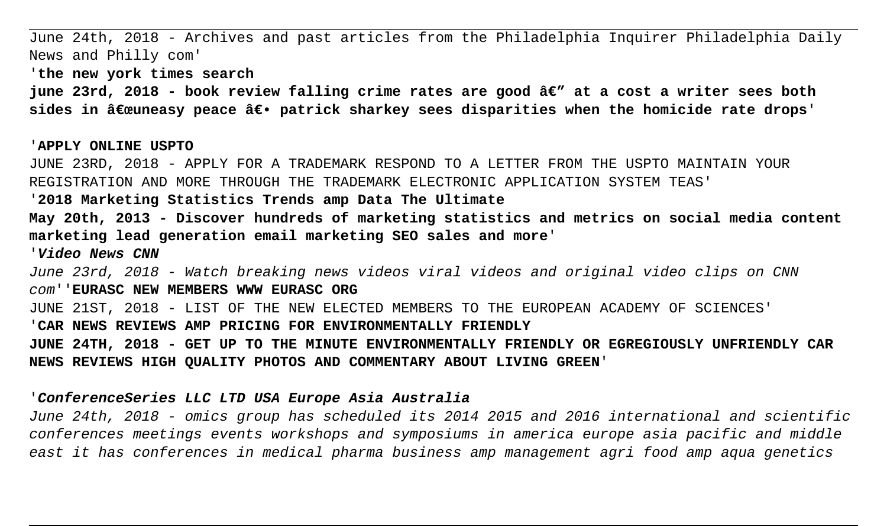June 24th, 2018 - Archives and past articles from the Philadelphia Inquirer Philadelphia Daily News and Philly com'

'**the new york times search**

**june 23rd, 2018 - book review falling crime rates are good â€" at a cost a writer sees both sides in â€œuneasy peace â€• patrick sharkey sees disparities when the homicide rate drops**'

'**APPLY ONLINE USPTO**

JUNE 23RD, 2018 - APPLY FOR A TRADEMARK RESPOND TO A LETTER FROM THE USPTO MAINTAIN YOUR REGISTRATION AND MORE THROUGH THE TRADEMARK ELECTRONIC APPLICATION SYSTEM TEAS'

'**2018 Marketing Statistics Trends amp Data The Ultimate**

**May 20th, 2013 - Discover hundreds of marketing statistics and metrics on social media content marketing lead generation email marketing SEO sales and more**'

'***Video News CNN***

*June 23rd, 2018 - Watch breaking news videos viral videos and original video clips on CNN com*''**EURASC NEW MEMBERS WWW EURASC ORG**

JUNE 21ST, 2018 - LIST OF THE NEW ELECTED MEMBERS TO THE EUROPEAN ACADEMY OF SCIENCES'

'**CAR NEWS REVIEWS AMP PRICING FOR ENVIRONMENTALLY FRIENDLY**

**JUNE 24TH, 2018 - GET UP TO THE MINUTE ENVIRONMENTALLY FRIENDLY OR EGREGIOUSLY UNFRIENDLY CAR NEWS REVIEWS HIGH QUALITY PHOTOS AND COMMENTARY ABOUT LIVING GREEN**'

'***ConferenceSeries LLC LTD USA Europe Asia Australia***

*June 24th, 2018 - omics group has scheduled its 2014 2015 and 2016 international and scientific conferences meetings events workshops and symposiums in america europe asia pacific and middle east it has conferences in medical pharma business amp management agri food amp aqua genetics*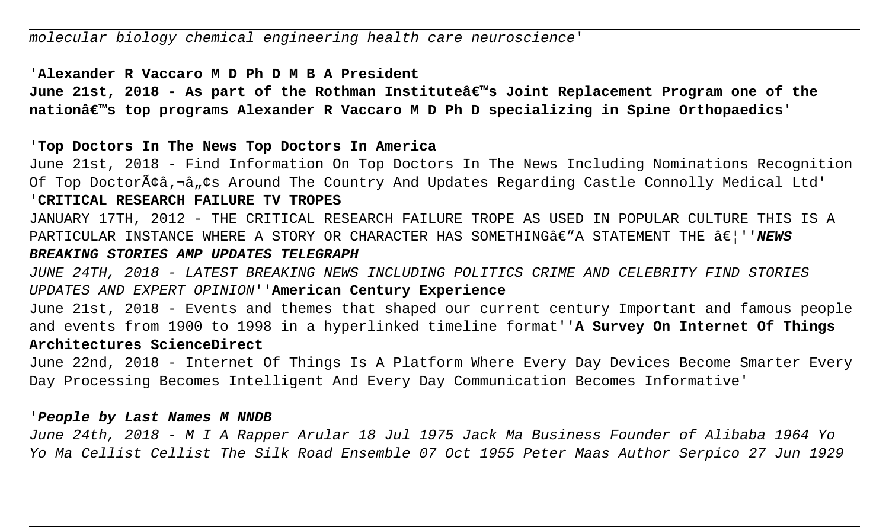molecular biology chemical engineering health care neuroscience'

'**Alexander R Vaccaro M D Ph D M B A President**
**June 21st, 2018 - As part of the Rothman Instituteâ€™s Joint Replacement Program one of the nationâ€™s top programs Alexander R Vaccaro M D Ph D specializing in Spine Orthopaedics**'

'**Top Doctors In The News Top Doctors In America**
June 21st, 2018 - Find Information On Top Doctors In The News Including Nominations Recognition Of Top DoctorÃ¢â‚¬â„¢s Around The Country And Updates Regarding Castle Connolly Medical Ltd'
'**CRITICAL RESEARCH FAILURE TV TROPES**
JANUARY 17TH, 2012 - THE CRITICAL RESEARCH FAILURE TROPE AS USED IN POPULAR CULTURE THIS IS A PARTICULAR INSTANCE WHERE A STORY OR CHARACTER HAS SOMETHINGâ€"A STATEMENT THE â€¦''***NEWS BREAKING STORIES AMP UPDATES TELEGRAPH***
*JUNE 24TH, 2018 - LATEST BREAKING NEWS INCLUDING POLITICS CRIME AND CELEBRITY FIND STORIES UPDATES AND EXPERT OPINION*''**American Century Experience**
June 21st, 2018 - Events and themes that shaped our current century Important and famous people and events from 1900 to 1998 in a hyperlinked timeline format''**A Survey On Internet Of Things Architectures ScienceDirect**
June 22nd, 2018 - Internet Of Things Is A Platform Where Every Day Devices Become Smarter Every Day Processing Becomes Intelligent And Every Day Communication Becomes Informative'

'***People by Last Names M NNDB***
*June 24th, 2018 - M I A Rapper Arular 18 Jul 1975 Jack Ma Business Founder of Alibaba 1964 Yo Yo Ma Cellist Cellist The Silk Road Ensemble 07 Oct 1955 Peter Maas Author Serpico 27 Jun 1929*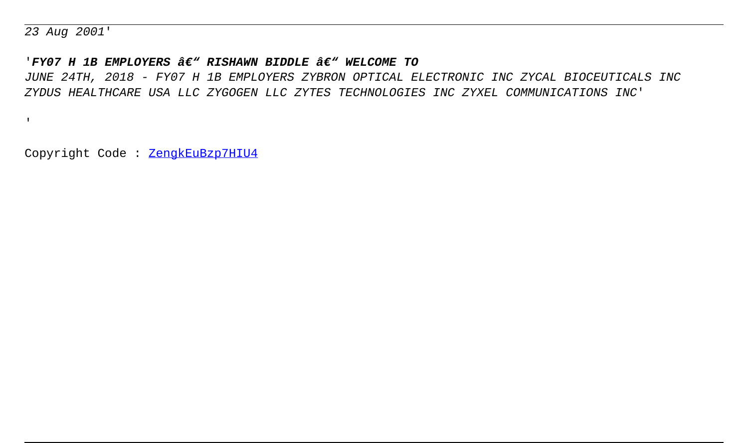*23 Aug 2001'*

***'FY07 H 1B EMPLOYERS â€" RISHAWN BIDDLE â€" WELCOME TO***

*JUNE 24TH, 2018 - FY07 H 1B EMPLOYERS ZYBRON OPTICAL ELECTRONIC INC ZYCAL BIOCEUTICALS INC ZYDUS HEALTHCARE USA LLC ZYGOGEN LLC ZYTES TECHNOLOGIES INC ZYXEL COMMUNICATIONS INC'*

'

Copyright Code : ZengkEuBzp7HIU4